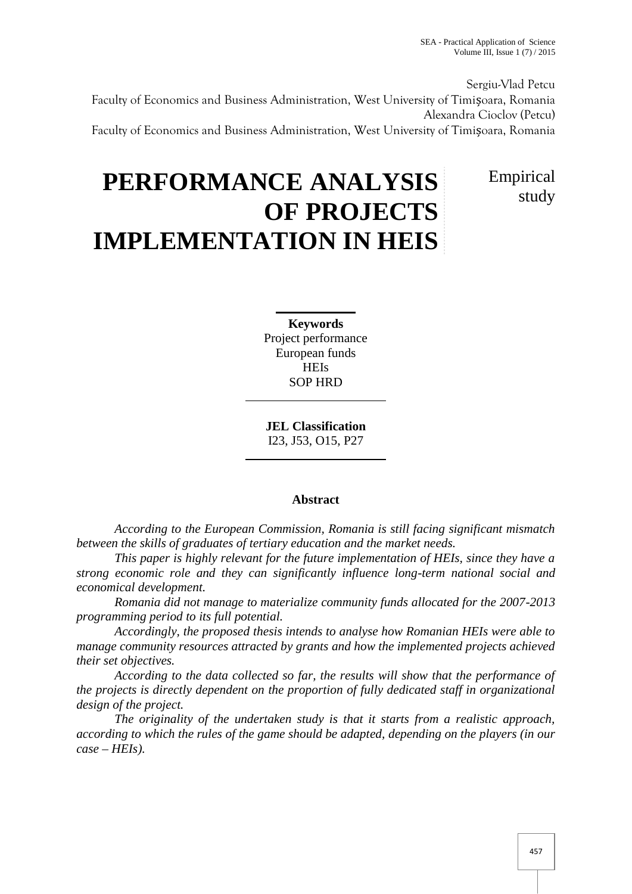Sergiu-Vlad Petcu
Faculty of Economics and Business Administration, West University of Timişoara, Romania
Alexandra Cioclov (Petcu)
Faculty of Economics and Business Administration, West University of Timişoara, Romania

# PERFORMANCE ANALYSIS OF PROJECTS IMPLEMENTATION IN HEIS

Empirical study

**Keywords**
Project performance
European funds
HEIs
SOP HRD

**JEL Classification**
I23, J53, O15, P27

## Abstract

*According to the European Commission, Romania is still facing significant mismatch between the skills of graduates of tertiary education and the market needs.*

*This paper is highly relevant for the future implementation of HEIs, since they have a strong economic role and they can significantly influence long-term national social and economical development.*

*Romania did not manage to materialize community funds allocated for the 2007-2013 programming period to its full potential.*

*Accordingly, the proposed thesis intends to analyse how Romanian HEIs were able to manage community resources attracted by grants and how the implemented projects achieved their set objectives.*

*According to the data collected so far, the results will show that the performance of the projects is directly dependent on the proportion of fully dedicated staff in organizational design of the project.*

*The originality of the undertaken study is that it starts from a realistic approach, according to which the rules of the game should be adapted, depending on the players (in our case – HEIs).*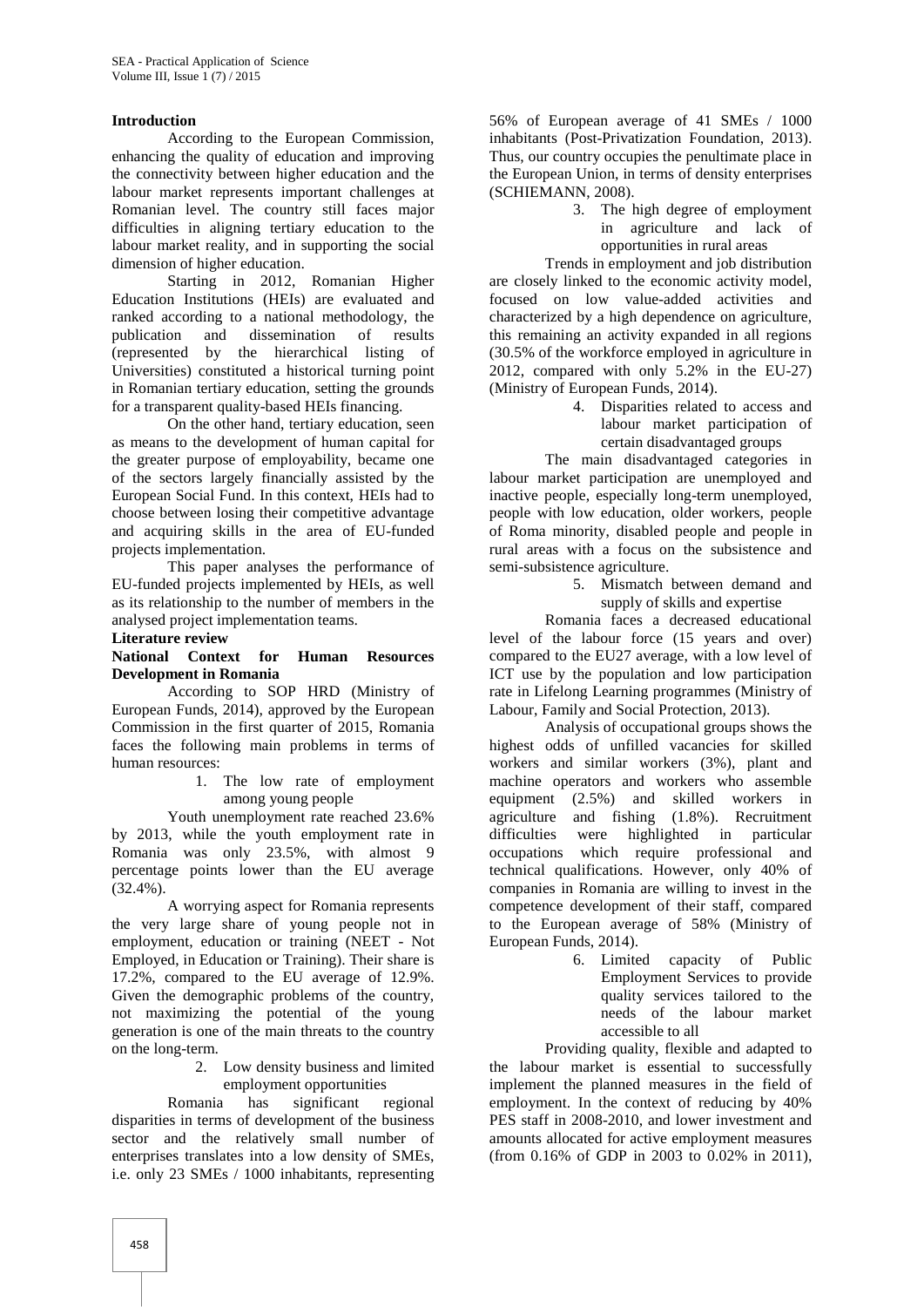## Introduction

According to the European Commission, enhancing the quality of education and improving the connectivity between higher education and the labour market represents important challenges at Romanian level. The country still faces major difficulties in aligning tertiary education to the labour market reality, and in supporting the social dimension of higher education.

Starting in 2012, Romanian Higher Education Institutions (HEIs) are evaluated and ranked according to a national methodology, the publication and dissemination of results (represented by the hierarchical listing of Universities) constituted a historical turning point in Romanian tertiary education, setting the grounds for a transparent quality-based HEIs financing.

On the other hand, tertiary education, seen as means to the development of human capital for the greater purpose of employability, became one of the sectors largely financially assisted by the European Social Fund. In this context, HEIs had to choose between losing their competitive advantage and acquiring skills in the area of EU-funded projects implementation.

This paper analyses the performance of EU-funded projects implemented by HEIs, as well as its relationship to the number of members in the analysed project implementation teams.

## Literature review

### National Context for Human Resources Development in Romania

According to SOP HRD (Ministry of European Funds, 2014), approved by the European Commission in the first quarter of 2015, Romania faces the following main problems in terms of human resources:

1. The low rate of employment among young people

Youth unemployment rate reached 23.6% by 2013, while the youth employment rate in Romania was only 23.5%, with almost 9 percentage points lower than the EU average (32.4%).

A worrying aspect for Romania represents the very large share of young people not in employment, education or training (NEET - Not Employed, in Education or Training). Their share is 17.2%, compared to the EU average of 12.9%. Given the demographic problems of the country, not maximizing the potential of the young generation is one of the main threats to the country on the long-term.

2. Low density business and limited employment opportunities

Romania has significant regional disparities in terms of development of the business sector and the relatively small number of enterprises translates into a low density of SMEs, i.e. only 23 SMEs / 1000 inhabitants, representing 56% of European average of 41 SMEs / 1000 inhabitants (Post-Privatization Foundation, 2013). Thus, our country occupies the penultimate place in the European Union, in terms of density enterprises (SCHIEMANN, 2008).

3. The high degree of employment in agriculture and lack of opportunities in rural areas

Trends in employment and job distribution are closely linked to the economic activity model, focused on low value-added activities and characterized by a high dependence on agriculture, this remaining an activity expanded in all regions (30.5% of the workforce employed in agriculture in 2012, compared with only 5.2% in the EU-27) (Ministry of European Funds, 2014).

4. Disparities related to access and labour market participation of certain disadvantaged groups

The main disadvantaged categories in labour market participation are unemployed and inactive people, especially long-term unemployed, people with low education, older workers, people of Roma minority, disabled people and people in rural areas with a focus on the subsistence and semi-subsistence agriculture.

5. Mismatch between demand and supply of skills and expertise

Romania faces a decreased educational level of the labour force (15 years and over) compared to the EU27 average, with a low level of ICT use by the population and low participation rate in Lifelong Learning programmes (Ministry of Labour, Family and Social Protection, 2013).

Analysis of occupational groups shows the highest odds of unfilled vacancies for skilled workers and similar workers (3%), plant and machine operators and workers who assemble equipment (2.5%) and skilled workers in agriculture and fishing (1.8%). Recruitment difficulties were highlighted in particular occupations which require professional and technical qualifications. However, only 40% of companies in Romania are willing to invest in the competence development of their staff, compared to the European average of 58% (Ministry of European Funds, 2014).

6. Limited capacity of Public Employment Services to provide quality services tailored to the needs of the labour market accessible to all

Providing quality, flexible and adapted to the labour market is essential to successfully implement the planned measures in the field of employment. In the context of reducing by 40% PES staff in 2008-2010, and lower investment and amounts allocated for active employment measures (from 0.16% of GDP in 2003 to 0.02% in 2011),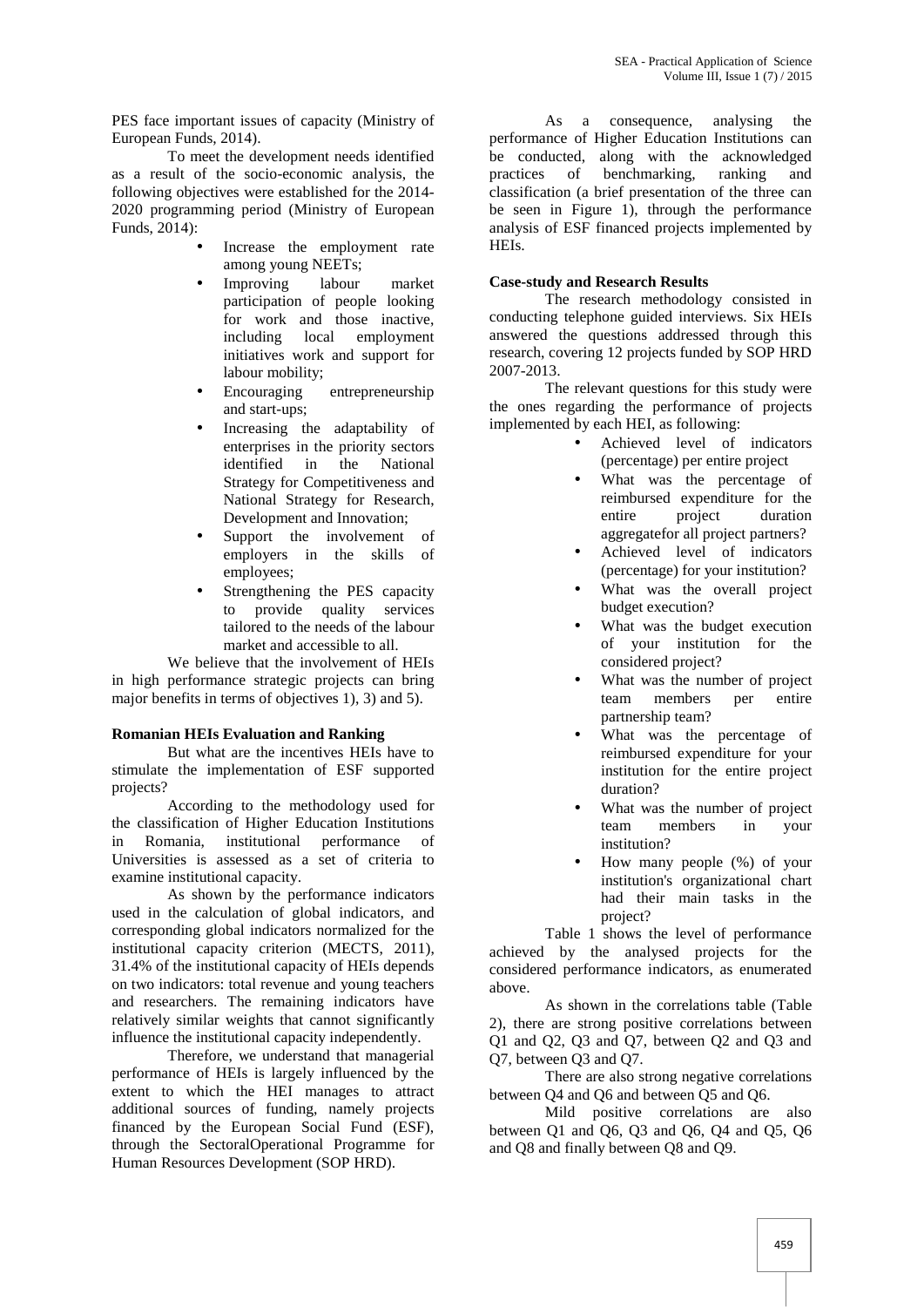PES face important issues of capacity (Ministry of European Funds, 2014).

To meet the development needs identified as a result of the socio-economic analysis, the following objectives were established for the 2014-2020 programming period (Ministry of European Funds, 2014):

- Increase the employment rate among young NEETs;
- Improving labour market participation of people looking for work and those inactive, including local employment initiatives work and support for labour mobility;
- Encouraging entrepreneurship and start-ups;
- Increasing the adaptability of enterprises in the priority sectors identified in the National Strategy for Competitiveness and National Strategy for Research, Development and Innovation;
- Support the involvement of employers in the skills of employees;
- Strengthening the PES capacity to provide quality services tailored to the needs of the labour market and accessible to all.

We believe that the involvement of HEIs in high performance strategic projects can bring major benefits in terms of objectives 1), 3) and 5).

**Romanian HEIs Evaluation and Ranking**

But what are the incentives HEIs have to stimulate the implementation of ESF supported projects?

According to the methodology used for the classification of Higher Education Institutions in Romania, institutional performance of Universities is assessed as a set of criteria to examine institutional capacity.

As shown by the performance indicators used in the calculation of global indicators, and corresponding global indicators normalized for the institutional capacity criterion (MECTS, 2011), 31.4% of the institutional capacity of HEIs depends on two indicators: total revenue and young teachers and researchers. The remaining indicators have relatively similar weights that cannot significantly influence the institutional capacity independently.

Therefore, we understand that managerial performance of HEIs is largely influenced by the extent to which the HEI manages to attract additional sources of funding, namely projects financed by the European Social Fund (ESF), through the SectoralOperational Programme for Human Resources Development (SOP HRD).

As a consequence, analysing the performance of Higher Education Institutions can be conducted, along with the acknowledged practices of benchmarking, ranking and classification (a brief presentation of the three can be seen in Figure 1), through the performance analysis of ESF financed projects implemented by HEIs.

**Case-study and Research Results**

The research methodology consisted in conducting telephone guided interviews. Six HEIs answered the questions addressed through this research, covering 12 projects funded by SOP HRD 2007-2013.

The relevant questions for this study were the ones regarding the performance of projects implemented by each HEI, as following:

- Achieved level of indicators (percentage) per entire project
- What was the percentage of reimbursed expenditure for the entire project duration aggregatefor all project partners?
- Achieved level of indicators (percentage) for your institution?
- What was the overall project budget execution?
- What was the budget execution of your institution for the considered project?
- What was the number of project team members per entire partnership team?
- What was the percentage of reimbursed expenditure for your institution for the entire project duration?
- What was the number of project team members in your institution?
- How many people (%) of your institution's organizational chart had their main tasks in the project?

Table 1 shows the level of performance achieved by the analysed projects for the considered performance indicators, as enumerated above.

As shown in the correlations table (Table 2), there are strong positive correlations between Q1 and Q2, Q3 and Q7, between Q2 and Q3 and Q7, between Q3 and Q7.

There are also strong negative correlations between Q4 and Q6 and between Q5 and Q6.

Mild positive correlations are also between Q1 and Q6, Q3 and Q6, Q4 and Q5, Q6 and Q8 and finally between Q8 and Q9.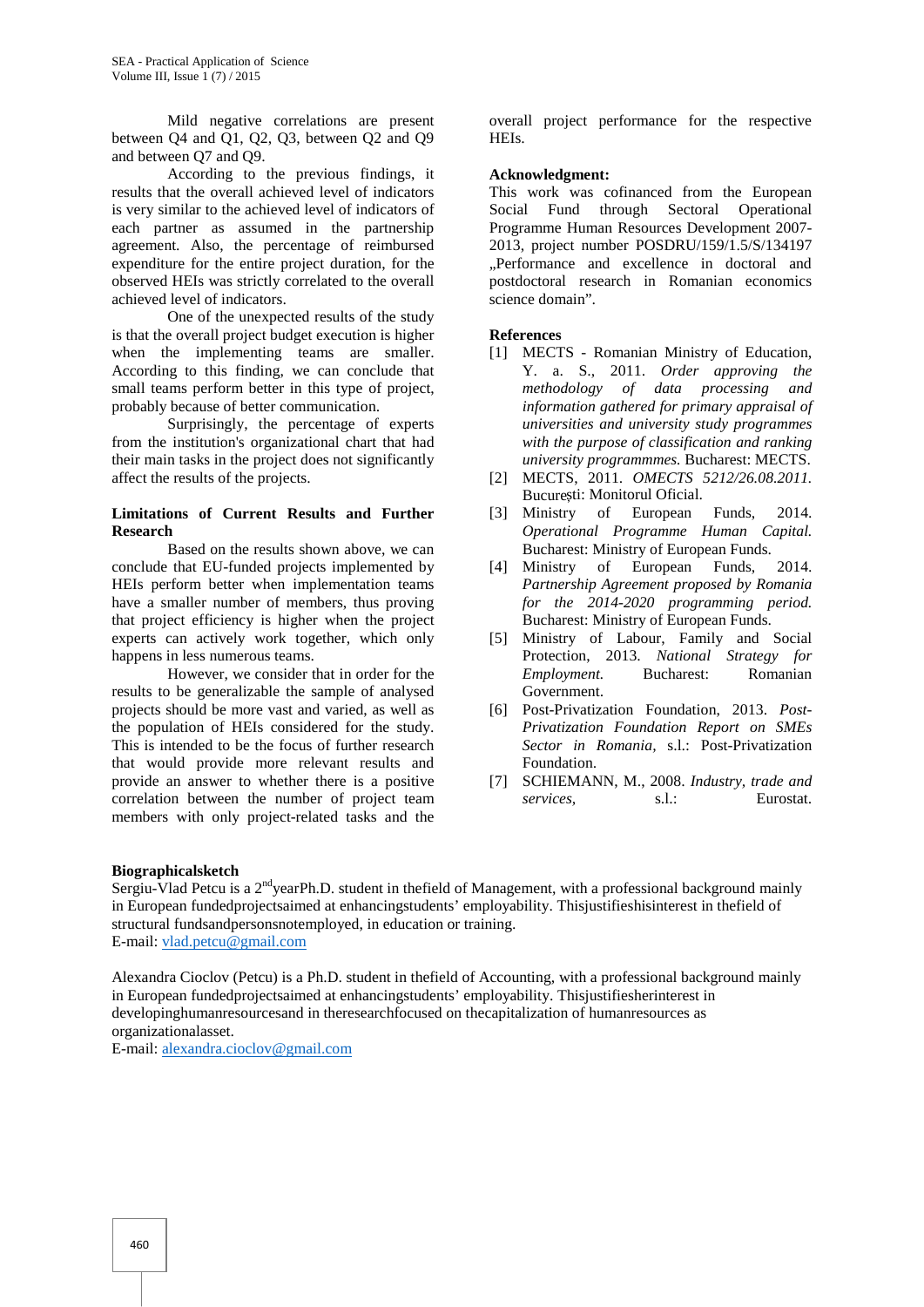Mild negative correlations are present between Q4 and Q1, Q2, Q3, between Q2 and Q9 and between Q7 and Q9.

According to the previous findings, it results that the overall achieved level of indicators is very similar to the achieved level of indicators of each partner as assumed in the partnership agreement. Also, the percentage of reimbursed expenditure for the entire project duration, for the observed HEIs was strictly correlated to the overall achieved level of indicators.

One of the unexpected results of the study is that the overall project budget execution is higher when the implementing teams are smaller. According to this finding, we can conclude that small teams perform better in this type of project, probably because of better communication.

Surprisingly, the percentage of experts from the institution's organizational chart that had their main tasks in the project does not significantly affect the results of the projects.

**Limitations of Current Results and Further Research**

Based on the results shown above, we can conclude that EU-funded projects implemented by HEIs perform better when implementation teams have a smaller number of members, thus proving that project efficiency is higher when the project experts can actively work together, which only happens in less numerous teams.

However, we consider that in order for the results to be generalizable the sample of analysed projects should be more vast and varied, as well as the population of HEIs considered for the study. This is intended to be the focus of further research that would provide more relevant results and provide an answer to whether there is a positive correlation between the number of project team members with only project-related tasks and the overall project performance for the respective HEIs.

**Acknowledgment:**

This work was cofinanced from the European Social Fund through Sectoral Operational Programme Human Resources Development 2007-2013, project number POSDRU/159/1.5/S/134197 „Performance and excellence in doctoral and postdoctoral research in Romanian economics science domain".

**References**

[1] MECTS - Romanian Ministry of Education, Y. a. S., 2011. *Order approving the methodology of data processing and information gathered for primary appraisal of universities and university study programmes with the purpose of classification and ranking university programmmes.* Bucharest: MECTS.

[2] MECTS, 2011. *OMECTS 5212/26.08.2011.* București: Monitorul Oficial.

[3] Ministry of European Funds, 2014. *Operational Programme Human Capital.* Bucharest: Ministry of European Funds.

[4] Ministry of European Funds, 2014. *Partnership Agreement proposed by Romania for the 2014-2020 programming period.* Bucharest: Ministry of European Funds.

[5] Ministry of Labour, Family and Social Protection, 2013. *National Strategy for Employment.* Bucharest: Romanian Government.

[6] Post-Privatization Foundation, 2013. *Post-Privatization Foundation Report on SMEs Sector in Romania,* s.l.: Post-Privatization Foundation.

[7] SCHIEMANN, M., 2008. *Industry, trade and services,* s.l.: Eurostat.

**Biographicalsketch**

Sergiu-Vlad Petcu is a 2nd yearPh.D. student in thefield of Management, with a professional background mainly in European fundedprojectsaimed at enhancingstudents' employability. Thisjustifieshisinterest in thefield of structural fundsandpersonsnotemployed, in education or training.
E-mail: vlad.petcu@gmail.com

Alexandra Cioclov (Petcu) is a Ph.D. student in thefield of Accounting, with a professional background mainly in European fundedprojectsaimed at enhancingstudents' employability. Thisjustifiesherinterest in developinghumanresourcesand in theresearchfocused on thecapitalization of humanresources as organizationalasset.
E-mail: alexandra.cioclov@gmail.com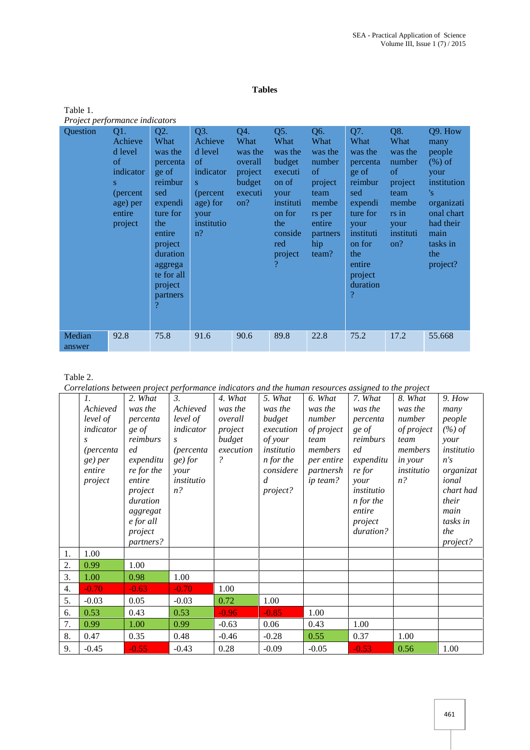## Tables

Table 1.

*Project performance indicators*

| Question | Q1. Achieved level of indicators (percentage) per entire project | Q2. What was the percentage of reimbursed expenditure for the entire project duration aggregate for all project partners? | Q3. Achieved level of indicators (percentage) for your institution? | Q4. What was the overall project budget execution? | Q5. What was the budget execution of your institution for the considered project? | Q6. What number of project team members per entire partnership team? | Q7. What was the percentage of reimbursed expenditure for your institution for the entire project duration? | Q8. What was the number of project team members in your institution? | Q9. How many people (%) of your institution's organizational chart had their main tasks in the project? |
|---|---|---|---|---|---|---|---|---|---|
| Median answer | 92.8 | 75.8 | 91.6 | 90.6 | 89.8 | 22.8 | 75.2 | 17.2 | 55.668 |

Table 2.

*Correlations between project performance indicators and the human resources assigned to the project*

| | *1. Achieved level of indicators (percentage) per entire project* | *2. What was the percentage of reimbursed expenditure for the entire project duration aggregate for all project partners?* | *3. Achieved level of indicators (percentage) for your institution?* | *4. What was the overall project budget execution?* | *5. What was the budget execution of your institution for the considered project?* | *6. What was the number of project team members per entire partnership team?* | *7. What was the percentage of reimbursed expenditure for your institution for the entire project duration?* | *8. What was the number of project team members in your institution?* | *9. How many people (%) of your institution's organizational chart had their main tasks in the project?* |
|---|---|---|---|---|---|---|---|---|---|
| 1. | 1.00 | | | | | | | | |
| 2. | 0.99 | 1.00 | | | | | | | |
| 3. | 1.00 | 0.98 | 1.00 | | | | | | |
| 4. | -0.70 | -0.63 | -0.70 | 1.00 | | | | | |
| 5. | -0.03 | 0.05 | -0.03 | 0.72 | 1.00 | | | | |
| 6. | 0.53 | 0.43 | 0.53 | -0.96 | -0.85 | 1.00 | | | |
| 7. | 0.99 | 1.00 | 0.99 | -0.63 | 0.06 | 0.43 | 1.00 | | |
| 8. | 0.47 | 0.35 | 0.48 | -0.46 | -0.28 | 0.55 | 0.37 | 1.00 | |
| 9. | -0.45 | -0.55 | -0.43 | 0.28 | -0.09 | -0.05 | -0.53 | 0.56 | 1.00 |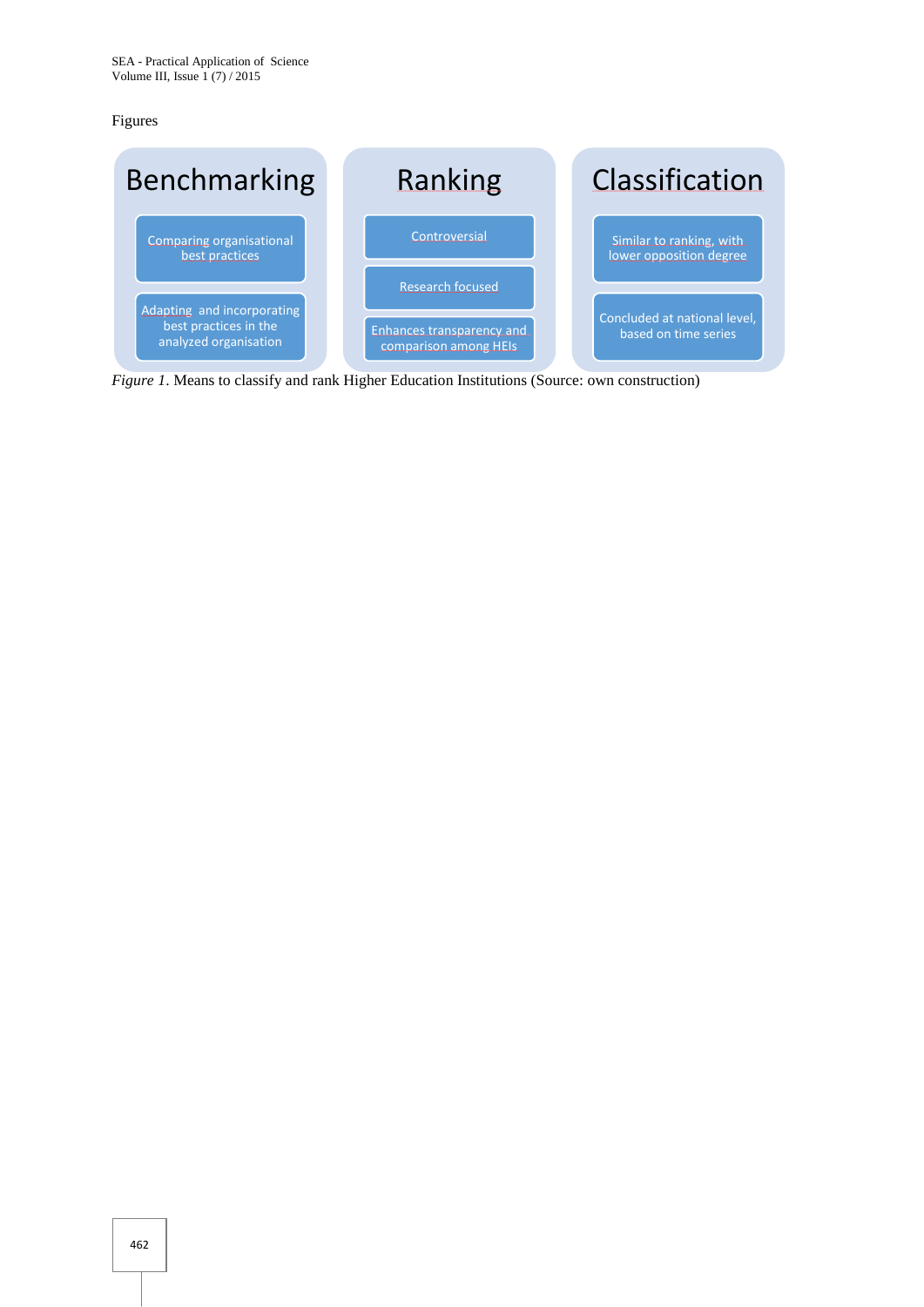Figures

Benchmarking

Comparing organisational best practices

Adapting and incorporating best practices in the analyzed organisation

Ranking

Controversial

Research focused

Enhances transparency and comparison among HEIs

Classification

Similar to ranking, with lower opposition degree

Concluded at national level, based on time series

*Figure 1*. Means to classify and rank Higher Education Institutions (Source: own construction)